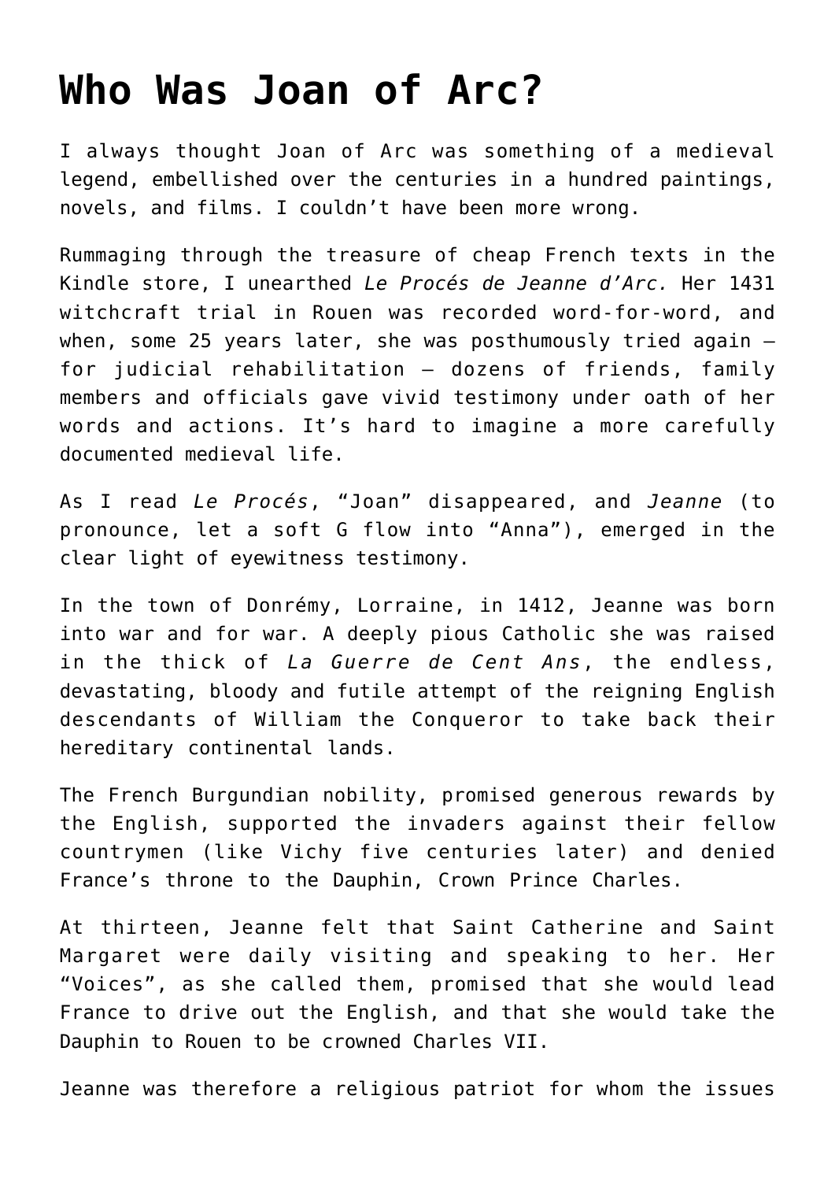# Who Was Joan of Arc?

I always thought Joan of Arc was something of a medieval legend, embellished over the centuries in a hundred paintings, novels, and films. I couldn't have been more wrong.

Rummaging through the treasure of cheap French texts in the Kindle store, I unearthed *Le Procés de Jeanne d'Arc.* Her 1431 witchcraft trial in Rouen was recorded word-for-word, and when, some 25 years later, she was posthumously tried again – for judicial rehabilitation – dozens of friends, family members and officials gave vivid testimony under oath of her words and actions. It's hard to imagine a more carefully documented medieval life.

As I read *Le Procés*, "Joan" disappeared, and *Jeanne* (to pronounce, let a soft G flow into "Anna"), emerged in the clear light of eyewitness testimony.

In the town of Donrémy, Lorraine, in 1412, Jeanne was born into war and for war. A deeply pious Catholic she was raised in the thick of *La Guerre de Cent Ans*, the endless, devastating, bloody and futile attempt of the reigning English descendants of William the Conqueror to take back their hereditary continental lands.

The French Burgundian nobility, promised generous rewards by the English, supported the invaders against their fellow countrymen (like Vichy five centuries later) and denied France's throne to the Dauphin, Crown Prince Charles.

At thirteen, Jeanne felt that Saint Catherine and Saint Margaret were daily visiting and speaking to her. Her "Voices", as she called them, promised that she would lead France to drive out the English, and that she would take the Dauphin to Rouen to be crowned Charles VII.

Jeanne was therefore a religious patriot for whom the issues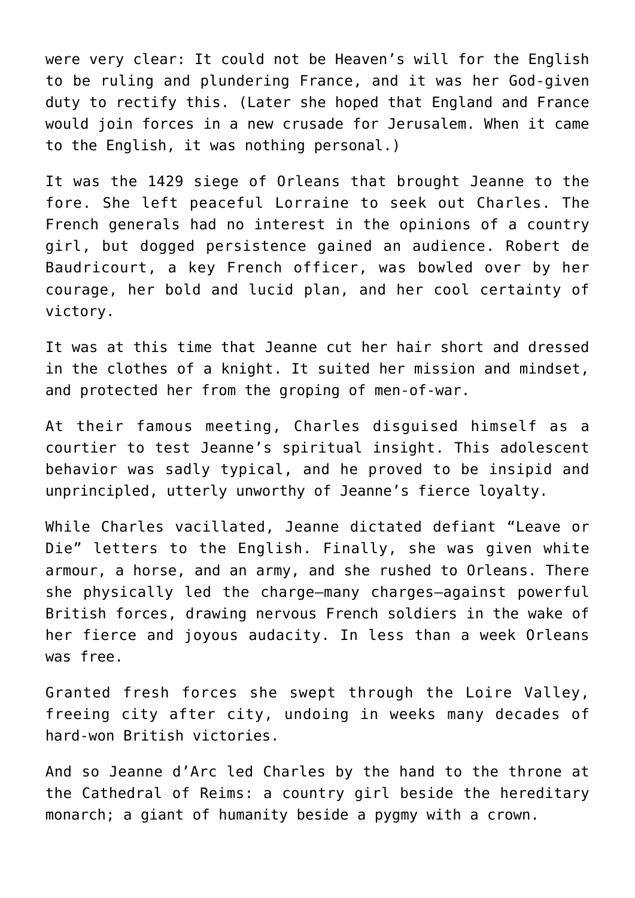were very clear: It could not be Heaven's will for the English to be ruling and plundering France, and it was her God-given duty to rectify this. (Later she hoped that England and France would join forces in a new crusade for Jerusalem. When it came to the English, it was nothing personal.)

It was the 1429 siege of Orleans that brought Jeanne to the fore. She left peaceful Lorraine to seek out Charles. The French generals had no interest in the opinions of a country girl, but dogged persistence gained an audience. Robert de Baudricourt, a key French officer, was bowled over by her courage, her bold and lucid plan, and her cool certainty of victory.

It was at this time that Jeanne cut her hair short and dressed in the clothes of a knight. It suited her mission and mindset, and protected her from the groping of men-of-war.

At their famous meeting, Charles disguised himself as a courtier to test Jeanne's spiritual insight. This adolescent behavior was sadly typical, and he proved to be insipid and unprincipled, utterly unworthy of Jeanne's fierce loyalty.

While Charles vacillated, Jeanne dictated defiant "Leave or Die" letters to the English. Finally, she was given white armour, a horse, and an army, and she rushed to Orleans. There she physically led the charge—many charges—against powerful British forces, drawing nervous French soldiers in the wake of her fierce and joyous audacity. In less than a week Orleans was free.

Granted fresh forces she swept through the Loire Valley, freeing city after city, undoing in weeks many decades of hard-won British victories.

And so Jeanne d'Arc led Charles by the hand to the throne at the Cathedral of Reims: a country girl beside the hereditary monarch; a giant of humanity beside a pygmy with a crown.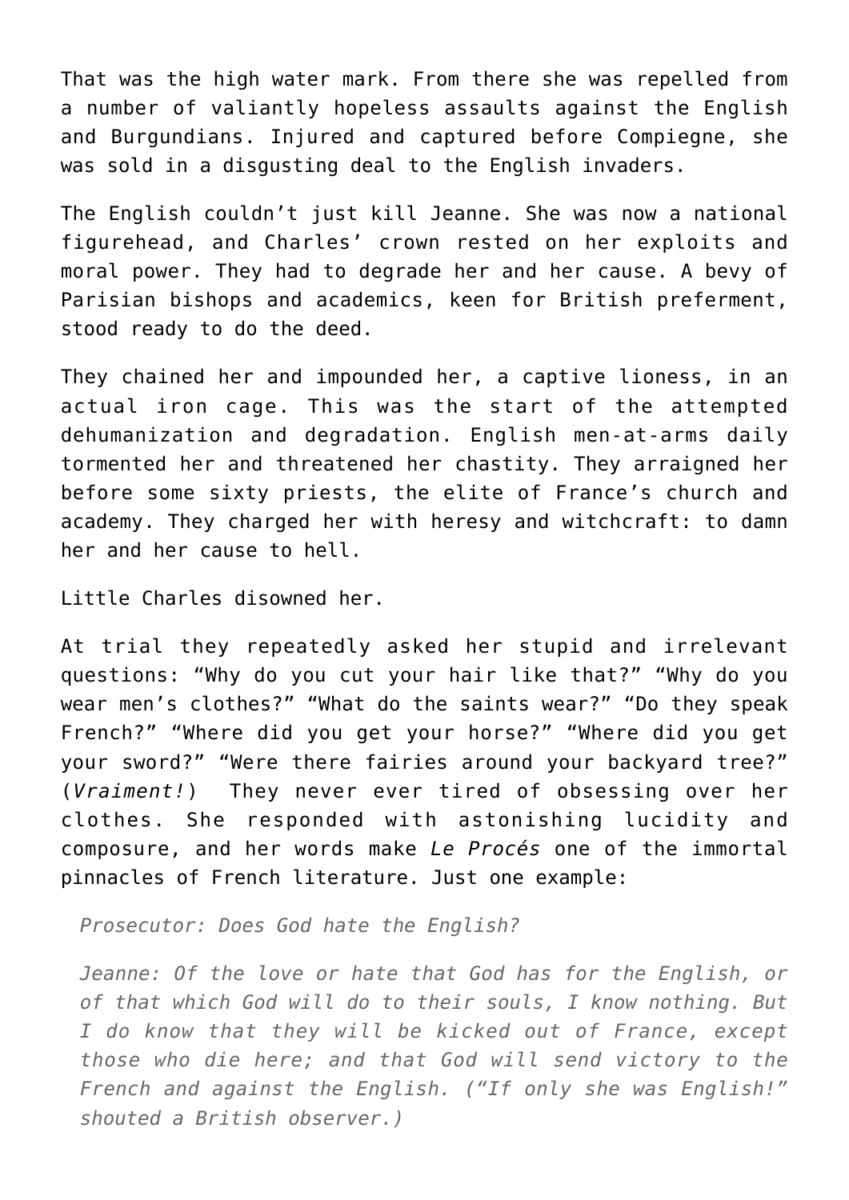That was the high water mark. From there she was repelled from a number of valiantly hopeless assaults against the English and Burgundians. Injured and captured before Compiegne, she was sold in a disgusting deal to the English invaders.

The English couldn't just kill Jeanne. She was now a national figurehead, and Charles' crown rested on her exploits and moral power. They had to degrade her and her cause. A bevy of Parisian bishops and academics, keen for British preferment, stood ready to do the deed.

They chained her and impounded her, a captive lioness, in an actual iron cage. This was the start of the attempted dehumanization and degradation. English men-at-arms daily tormented her and threatened her chastity. They arraigned her before some sixty priests, the elite of France's church and academy. They charged her with heresy and witchcraft: to damn her and her cause to hell.

Little Charles disowned her.

At trial they repeatedly asked her stupid and irrelevant questions: "Why do you cut your hair like that?" "Why do you wear men's clothes?" "What do the saints wear?" "Do they speak French?" "Where did you get your horse?" "Where did you get your sword?" "Were there fairies around your backyard tree?" (*Vraiment!*) They never ever tired of obsessing over her clothes. She responded with astonishing lucidity and composure, and her words make *Le Procés* one of the immortal pinnacles of French literature. Just one example:

> *Prosecutor: Does God hate the English?*
>
> *Jeanne: Of the love or hate that God has for the English, or of that which God will do to their souls, I know nothing. But I do know that they will be kicked out of France, except those who die here; and that God will send victory to the French and against the English. ("If only she was English!" shouted a British observer.)*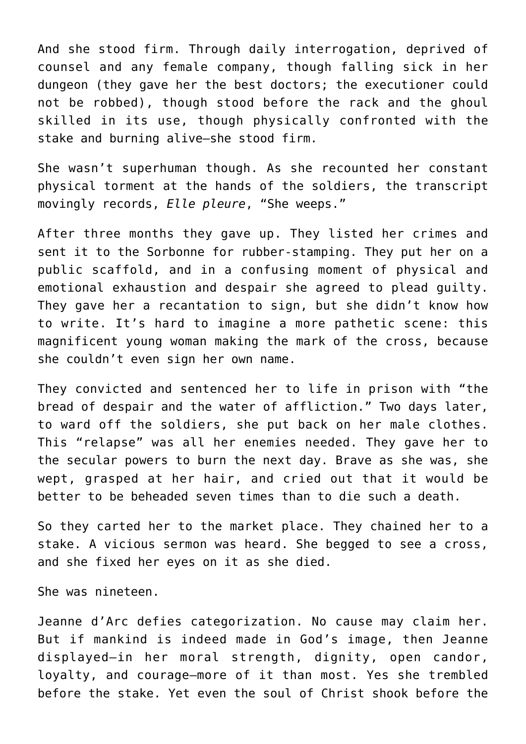And she stood firm. Through daily interrogation, deprived of counsel and any female company, though falling sick in her dungeon (they gave her the best doctors; the executioner could not be robbed), though stood before the rack and the ghoul skilled in its use, though physically confronted with the stake and burning alive—she stood firm.

She wasn't superhuman though. As she recounted her constant physical torment at the hands of the soldiers, the transcript movingly records, *Elle pleure*, "She weeps."

After three months they gave up. They listed her crimes and sent it to the Sorbonne for rubber-stamping. They put her on a public scaffold, and in a confusing moment of physical and emotional exhaustion and despair she agreed to plead guilty. They gave her a recantation to sign, but she didn't know how to write. It's hard to imagine a more pathetic scene: this magnificent young woman making the mark of the cross, because she couldn't even sign her own name.

They convicted and sentenced her to life in prison with "the bread of despair and the water of affliction." Two days later, to ward off the soldiers, she put back on her male clothes. This "relapse" was all her enemies needed. They gave her to the secular powers to burn the next day. Brave as she was, she wept, grasped at her hair, and cried out that it would be better to be beheaded seven times than to die such a death.

So they carted her to the market place. They chained her to a stake. A vicious sermon was heard. She begged to see a cross, and she fixed her eyes on it as she died.

She was nineteen.

Jeanne d'Arc defies categorization. No cause may claim her. But if mankind is indeed made in God's image, then Jeanne displayed—in her moral strength, dignity, open candor, loyalty, and courage—more of it than most. Yes she trembled before the stake. Yet even the soul of Christ shook before the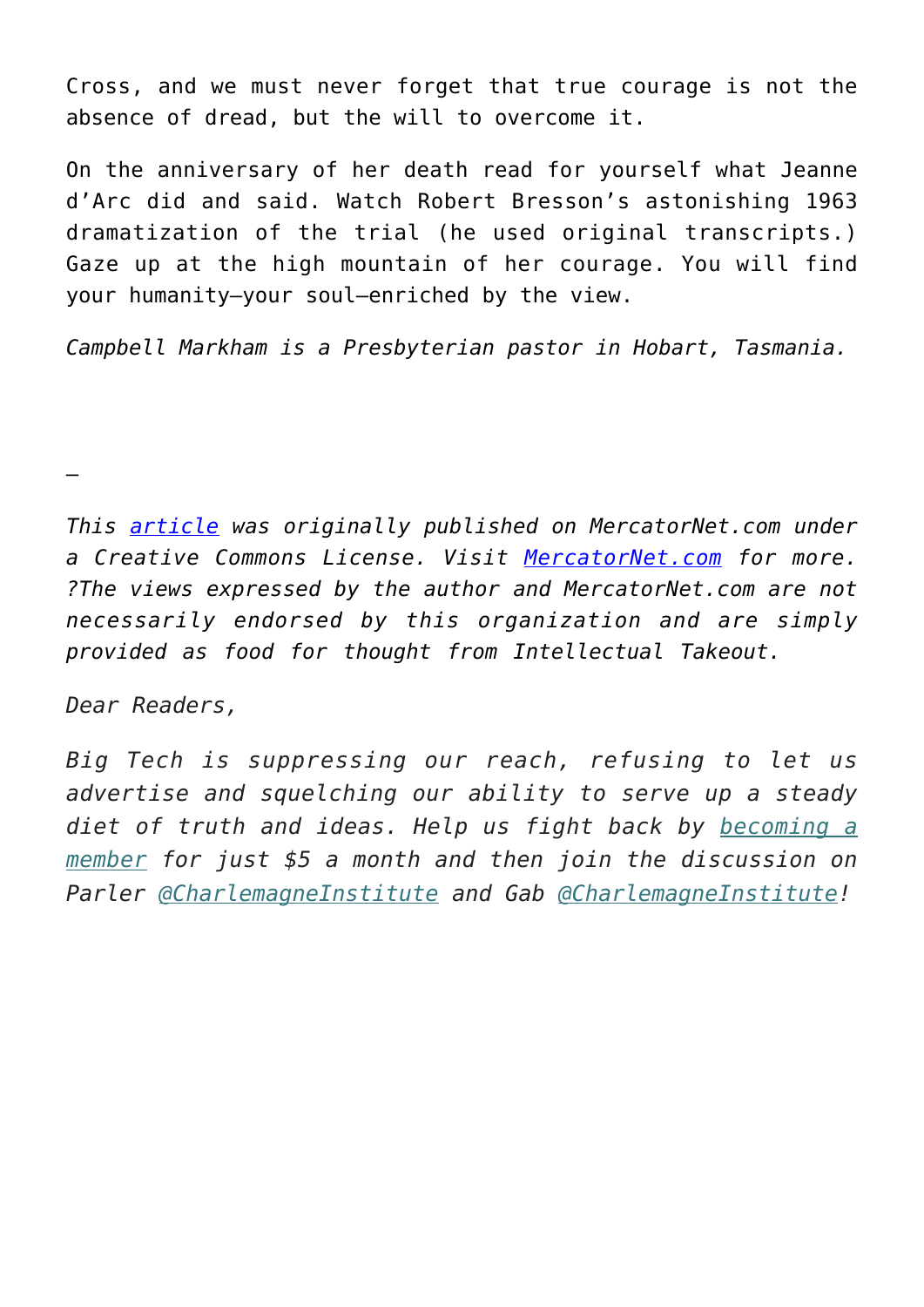Cross, and we must never forget that true courage is not the absence of dread, but the will to overcome it.

On the anniversary of her death read for yourself what Jeanne d'Arc did and said. Watch Robert Bresson's astonishing 1963 dramatization of the trial (he used original transcripts.) Gaze up at the high mountain of her courage. You will find your humanity—your soul—enriched by the view.

*Campbell Markham is a Presbyterian pastor in Hobart, Tasmania.*

—

*This article was originally published on MercatorNet.com under a Creative Commons License. Visit MercatorNet.com for more. ?The views expressed by the author and MercatorNet.com are not necessarily endorsed by this organization and are simply provided as food for thought from Intellectual Takeout.*

*Dear Readers,*

*Big Tech is suppressing our reach, refusing to let us advertise and squelching our ability to serve up a steady diet of truth and ideas. Help us fight back by becoming a member for just $5 a month and then join the discussion on Parler @CharlemagneInstitute and Gab @CharlemagneInstitute!*